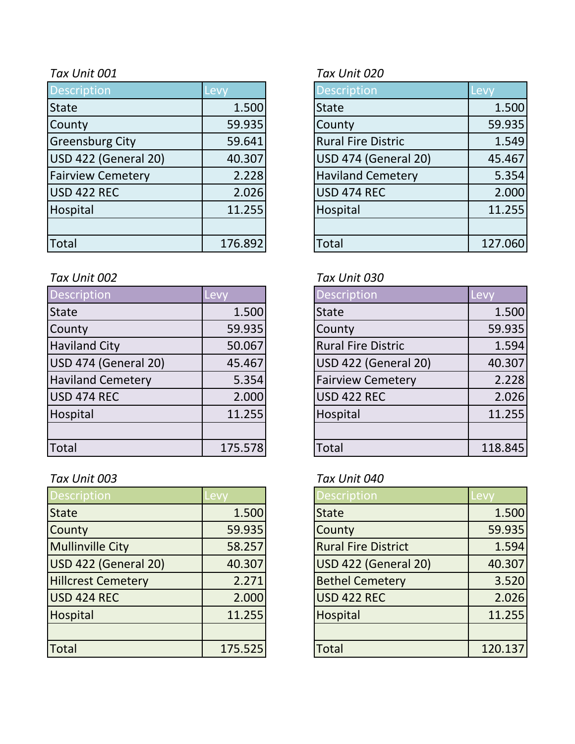*Tax Unit 001*

| Description | Levy |
|---|---|
| State | 1.500 |
| County | 59.935 |
| Greensburg City | 59.641 |
| USD 422 (General 20) | 40.307 |
| Fairview Cemetery | 2.228 |
| USD 422 REC | 2.026 |
| Hospital | 11.255 |
| | |
| Total | 176.892 |

*Tax Unit 020*

| Description | Levy |
|---|---|
| State | 1.500 |
| County | 59.935 |
| Rural Fire Distric | 1.549 |
| USD 474 (General 20) | 45.467 |
| Haviland Cemetery | 5.354 |
| USD 474 REC | 2.000 |
| Hospital | 11.255 |
| | |
| Total | 127.060 |

*Tax Unit 002*

| Description | Levy |
|---|---|
| State | 1.500 |
| County | 59.935 |
| Haviland City | 50.067 |
| USD 474 (General 20) | 45.467 |
| Haviland Cemetery | 5.354 |
| USD 474 REC | 2.000 |
| Hospital | 11.255 |
| | |
| Total | 175.578 |

*Tax Unit 030*

| Description | Levy |
|---|---|
| State | 1.500 |
| County | 59.935 |
| Rural Fire Distric | 1.594 |
| USD 422 (General 20) | 40.307 |
| Fairview Cemetery | 2.228 |
| USD 422 REC | 2.026 |
| Hospital | 11.255 |
| | |
| Total | 118.845 |

*Tax Unit 003*

| Description | Levy |
|---|---|
| State | 1.500 |
| County | 59.935 |
| Mullinville City | 58.257 |
| USD 422 (General 20) | 40.307 |
| Hillcrest Cemetery | 2.271 |
| USD 424 REC | 2.000 |
| Hospital | 11.255 |
| | |
| Total | 175.525 |

*Tax Unit 040*

| Description | Levy |
|---|---|
| State | 1.500 |
| County | 59.935 |
| Rural Fire District | 1.594 |
| USD 422 (General 20) | 40.307 |
| Bethel Cemetery | 3.520 |
| USD 422 REC | 2.026 |
| Hospital | 11.255 |
| | |
| Total | 120.137 |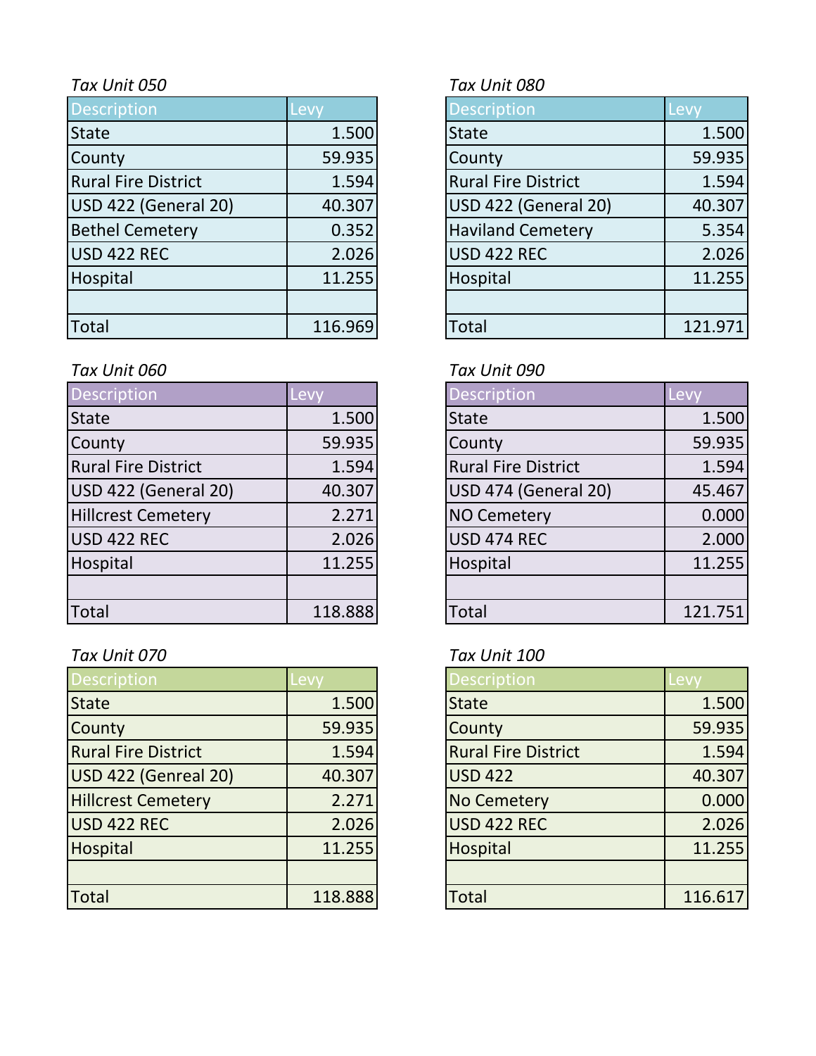*Tax Unit 050*

| Description | Levy |
| --- | --- |
| State | 1.500 |
| County | 59.935 |
| Rural Fire District | 1.594 |
| USD 422 (General 20) | 40.307 |
| Bethel Cemetery | 0.352 |
| USD 422 REC | 2.026 |
| Hospital | 11.255 |
| | |
| Total | 116.969 |

*Tax Unit 080*

| Description | Levy |
| --- | --- |
| State | 1.500 |
| County | 59.935 |
| Rural Fire District | 1.594 |
| USD 422 (General 20) | 40.307 |
| Haviland Cemetery | 5.354 |
| USD 422 REC | 2.026 |
| Hospital | 11.255 |
| | |
| Total | 121.971 |

*Tax Unit 060*

| Description | Levy |
| --- | --- |
| State | 1.500 |
| County | 59.935 |
| Rural Fire District | 1.594 |
| USD 422 (General 20) | 40.307 |
| Hillcrest Cemetery | 2.271 |
| USD 422 REC | 2.026 |
| Hospital | 11.255 |
| | |
| Total | 118.888 |

*Tax Unit 090*

| Description | Levy |
| --- | --- |
| State | 1.500 |
| County | 59.935 |
| Rural Fire District | 1.594 |
| USD 474 (General 20) | 45.467 |
| NO Cemetery | 0.000 |
| USD 474 REC | 2.000 |
| Hospital | 11.255 |
| | |
| Total | 121.751 |

*Tax Unit 070*

| Description | Levy |
| --- | --- |
| State | 1.500 |
| County | 59.935 |
| Rural Fire District | 1.594 |
| USD 422 (Genreal 20) | 40.307 |
| Hillcrest Cemetery | 2.271 |
| USD 422 REC | 2.026 |
| Hospital | 11.255 |
| | |
| Total | 118.888 |

*Tax Unit 100*

| Description | Levy |
| --- | --- |
| State | 1.500 |
| County | 59.935 |
| Rural Fire District | 1.594 |
| USD 422 | 40.307 |
| No Cemetery | 0.000 |
| USD 422 REC | 2.026 |
| Hospital | 11.255 |
| | |
| Total | 116.617 |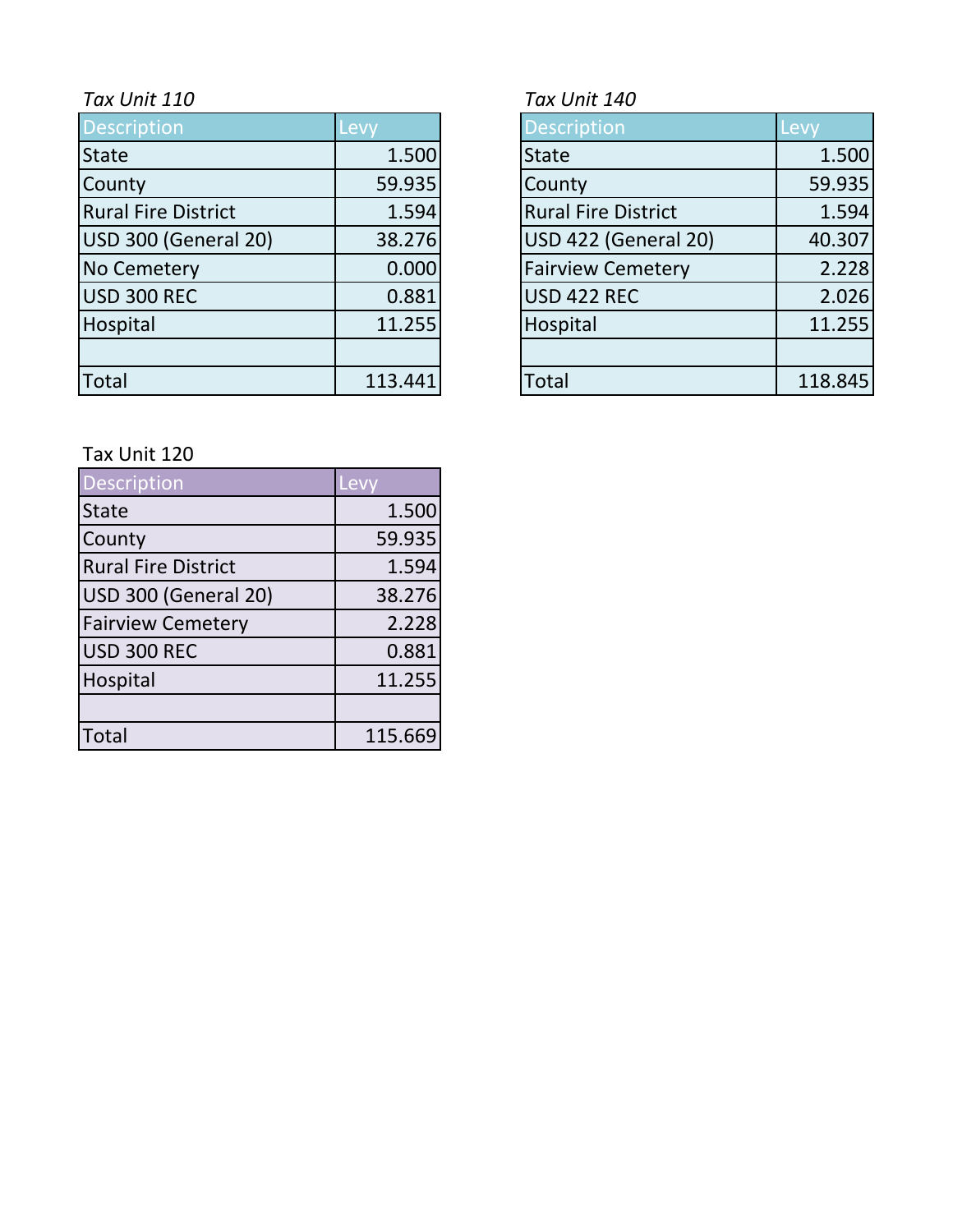*Tax Unit 110*

| Description | Levy |
| --- | --- |
| State | 1.500 |
| County | 59.935 |
| Rural Fire District | 1.594 |
| USD 300 (General 20) | 38.276 |
| No Cemetery | 0.000 |
| USD 300 REC | 0.881 |
| Hospital | 11.255 |
| | |
| Total | 113.441 |

*Tax Unit 140*

| Description | Levy |
| --- | --- |
| State | 1.500 |
| County | 59.935 |
| Rural Fire District | 1.594 |
| USD 422 (General 20) | 40.307 |
| Fairview Cemetery | 2.228 |
| USD 422 REC | 2.026 |
| Hospital | 11.255 |
| | |
| Total | 118.845 |

Tax Unit 120

| Description | Levy |
| --- | --- |
| State | 1.500 |
| County | 59.935 |
| Rural Fire District | 1.594 |
| USD 300 (General 20) | 38.276 |
| Fairview Cemetery | 2.228 |
| USD 300 REC | 0.881 |
| Hospital | 11.255 |
| | |
| Total | 115.669 |